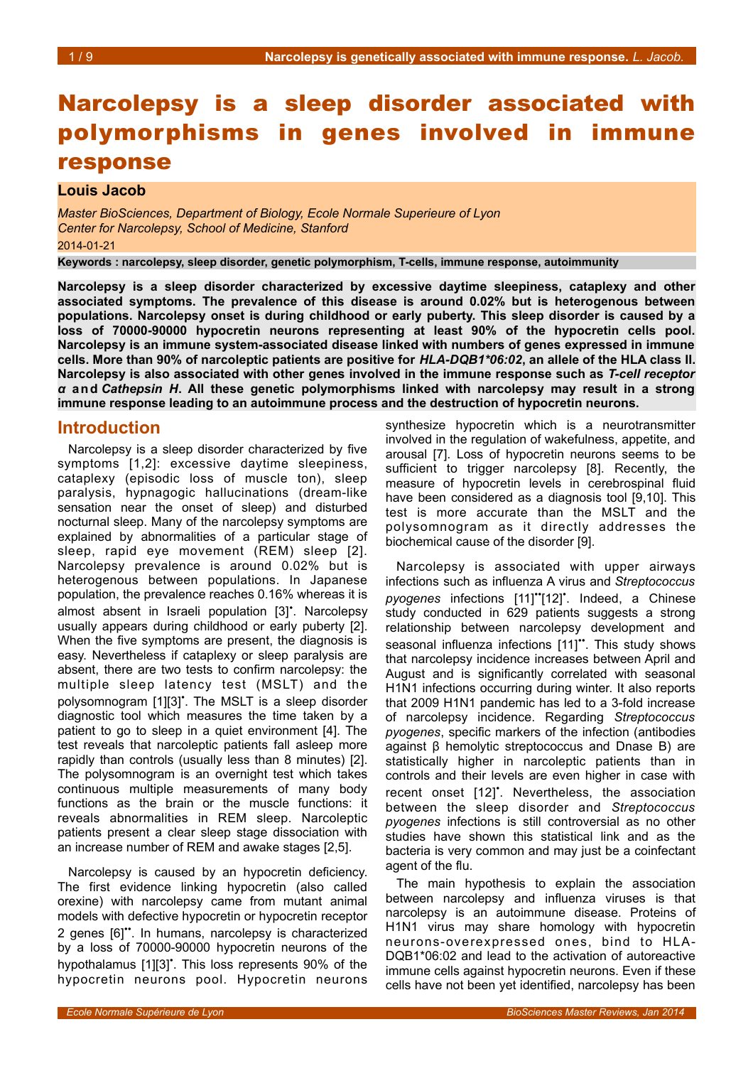# Narcolepsy is a sleep disorder associated with polymorphisms in genes involved in immune response

**Louis Jacob**

*Master BioSciences, Department of Biology, Ecole Normale Superieure of Lyon*
*Center for Narcolepsy, School of Medicine, Stanford*

2014-01-21

**Keywords : narcolepsy, sleep disorder, genetic polymorphism, T-cells, immune response, autoimmunity**

**Narcolepsy is a sleep disorder characterized by excessive daytime sleepiness, cataplexy and other associated symptoms. The prevalence of this disease is around 0.02% but is heterogenous between populations. Narcolepsy onset is during childhood or early puberty. This sleep disorder is caused by a loss of 70000-90000 hypocretin neurons representing at least 90% of the hypocretin cells pool. Narcolepsy is an immune system-associated disease linked with numbers of genes expressed in immune cells. More than 90% of narcoleptic patients are positive for *HLA-DQB1\*06:02*, an allele of the HLA class II. Narcolepsy is also associated with other genes involved in the immune response such as *T-cell receptor α* and *Cathepsin H*. All these genetic polymorphisms linked with narcolepsy may result in a strong immune response leading to an autoimmune process and the destruction of hypocretin neurons.**

## Introduction

Narcolepsy is a sleep disorder characterized by five symptoms [1,2]: excessive daytime sleepiness, cataplexy (episodic loss of muscle ton), sleep paralysis, hypnagogic hallucinations (dream-like sensation near the onset of sleep) and disturbed nocturnal sleep. Many of the narcolepsy symptoms are explained by abnormalities of a particular stage of sleep, rapid eye movement (REM) sleep [2]. Narcolepsy prevalence is around 0.02% but is heterogenous between populations. In Japanese population, the prevalence reaches 0.16% whereas it is almost absent in Israeli population [3]•. Narcolepsy usually appears during childhood or early puberty [2]. When the five symptoms are present, the diagnosis is easy. Nevertheless if cataplexy or sleep paralysis are absent, there are two tests to confirm narcolepsy: the multiple sleep latency test (MSLT) and the polysomnogram [1][3]•. The MSLT is a sleep disorder diagnostic tool which measures the time taken by a patient to go to sleep in a quiet environment [4]. The test reveals that narcoleptic patients fall asleep more rapidly than controls (usually less than 8 minutes) [2]. The polysomnogram is an overnight test which takes continuous multiple measurements of many body functions as the brain or the muscle functions: it reveals abnormalities in REM sleep. Narcoleptic patients present a clear sleep stage dissociation with an increase number of REM and awake stages [2,5].

Narcolepsy is caused by an hypocretin deficiency. The first evidence linking hypocretin (also called orexine) with narcolepsy came from mutant animal models with defective hypocretin or hypocretin receptor 2 genes [6]••. In humans, narcolepsy is characterized by a loss of 70000-90000 hypocretin neurons of the hypothalamus [1][3]•. This loss represents 90% of the hypocretin neurons pool. Hypocretin neurons synthesize hypocretin which is a neurotransmitter involved in the regulation of wakefulness, appetite, and arousal [7]. Loss of hypocretin neurons seems to be sufficient to trigger narcolepsy [8]. Recently, the measure of hypocretin levels in cerebrospinal fluid have been considered as a diagnosis tool [9,10]. This test is more accurate than the MSLT and the polysomnogram as it directly addresses the biochemical cause of the disorder [9].

Narcolepsy is associated with upper airways infections such as influenza A virus and *Streptococcus pyogenes* infections [11]••[12]•. Indeed, a Chinese study conducted in 629 patients suggests a strong relationship between narcolepsy development and seasonal influenza infections [11]••. This study shows that narcolepsy incidence increases between April and August and is significantly correlated with seasonal H1N1 infections occurring during winter. It also reports that 2009 H1N1 pandemic has led to a 3-fold increase of narcolepsy incidence. Regarding *Streptococcus pyogenes*, specific markers of the infection (antibodies against β hemolytic streptococcus and Dnase B) are statistically higher in narcoleptic patients than in controls and their levels are even higher in case with recent onset [12]•. Nevertheless, the association between the sleep disorder and *Streptococcus pyogenes* infections is still controversial as no other studies have shown this statistical link and as the bacteria is very common and may just be a coinfectant agent of the flu.

The main hypothesis to explain the association between narcolepsy and influenza viruses is that narcolepsy is an autoimmune disease. Proteins of H1N1 virus may share homology with hypocretin neurons-overexpressed ones, bind to HLA-DQB1*06:02 and lead to the activation of autoreactive immune cells against hypocretin neurons. Even if these cells have not been yet identified, narcolepsy has been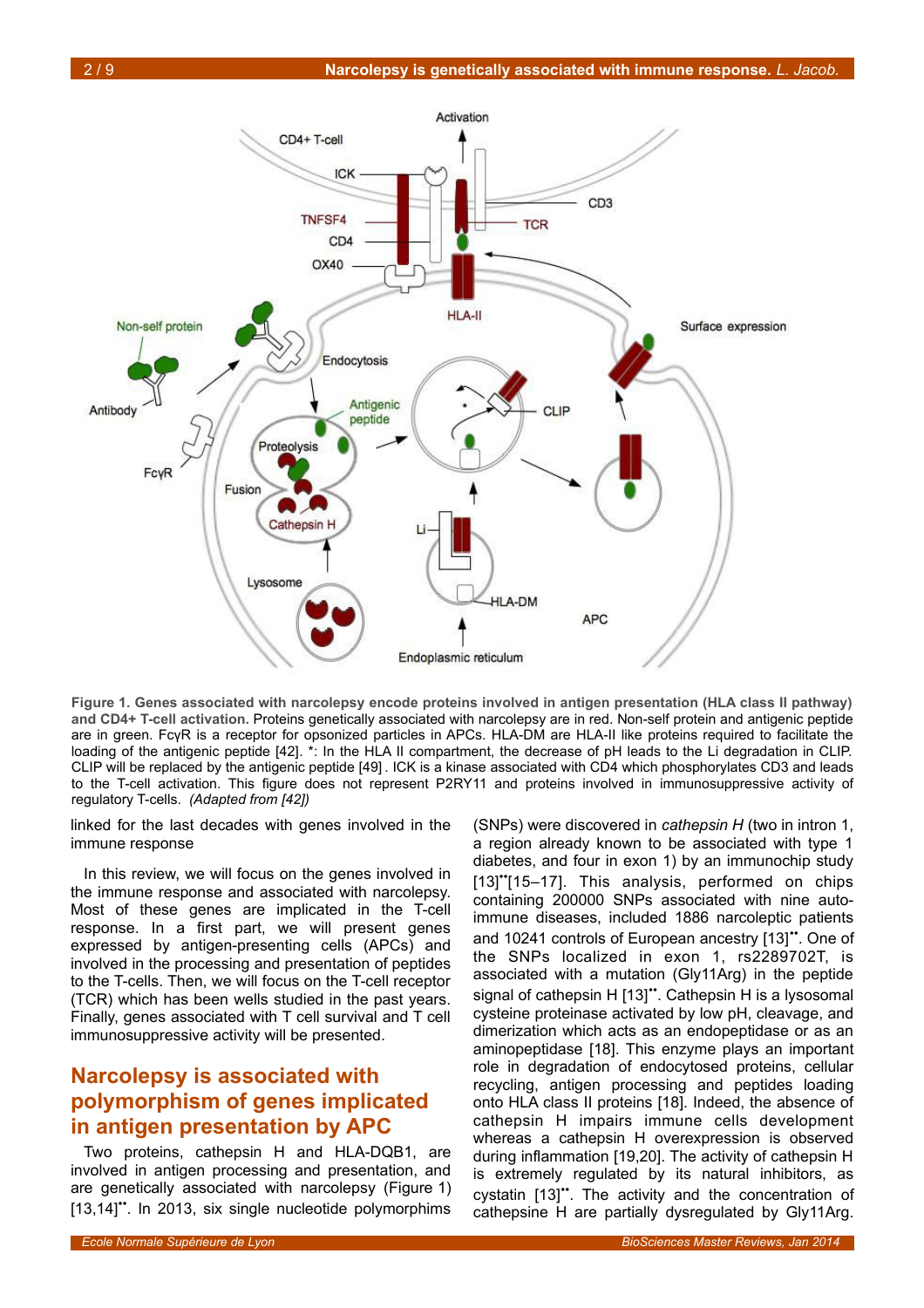**Figure 1. Genes associated with narcolepsy encode proteins involved in antigen presentation (HLA class II pathway) and CD4+ T-cell activation.** Proteins genetically associated with narcolepsy are in red. Non-self protein and antigenic peptide are in green. FcγR is a receptor for opsonized particles in APCs. HLA-DM are HLA-II like proteins required to facilitate the loading of the antigenic peptide [42]. *: In the HLA II compartment, the decrease of pH leads to the Li degradation in CLIP. CLIP will be replaced by the antigenic peptide [49]. ICK is a kinase associated with CD4 which phosphorylates CD3 and leads to the T-cell activation. This figure does not represent P2RY11 and proteins involved in immunosuppressive activity of regulatory T-cells. *(Adapted from [42])*

linked for the last decades with genes involved in the immune response

In this review, we will focus on the genes involved in the immune response and associated with narcolepsy. Most of these genes are implicated in the T-cell response. In a first part, we will present genes expressed by antigen-presenting cells (APCs) and involved in the processing and presentation of peptides to the T-cells. Then, we will focus on the T-cell receptor (TCR) which has been wells studied in the past years. Finally, genes associated with T cell survival and T cell immunosuppressive activity will be presented.

## Narcolepsy is associated with polymorphism of genes implicated in antigen presentation by APC

Two proteins, cathepsin H and HLA-DQB1, are involved in antigen processing and presentation, and are genetically associated with narcolepsy (Figure 1) [13,14]••. In 2013, six single nucleotide polymorphisms (SNPs) were discovered in *cathepsin H* (two in intron 1, a region already known to be associated with type 1 diabetes, and four in exon 1) by an immunochip study [13]••[15–17]. This analysis, performed on chips containing 200000 SNPs associated with nine auto-immune diseases, included 1886 narcoleptic patients and 10241 controls of European ancestry [13]••. One of the SNPs localized in exon 1, rs2289702T, is associated with a mutation (Gly11Arg) in the peptide signal of cathepsin H [13]••. Cathepsin H is a lysosomal cysteine proteinase activated by low pH, cleavage, and dimerization which acts as an endopeptidase or as an aminopeptidase [18]. This enzyme plays an important role in degradation of endocytosed proteins, cellular recycling, antigen processing and peptides loading onto HLA class II proteins [18]. Indeed, the absence of cathepsin H impairs immune cells development whereas a cathepsin H overexpression is observed during inflammation [19,20]. The activity of cathepsin H is extremely regulated by its natural inhibitors, as cystatin [13]••. The activity and the concentration of cathepsine H are partially dysregulated by Gly11Arg.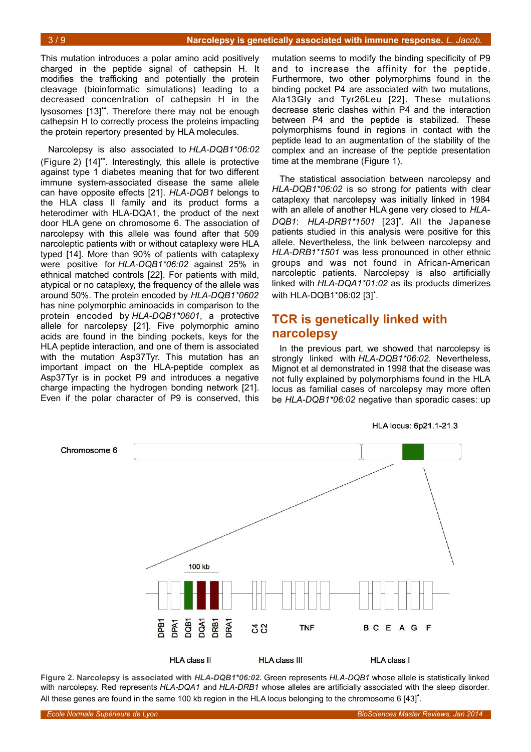This mutation introduces a polar amino acid positively charged in the peptide signal of cathepsin H. It modifies the trafficking and potentially the protein cleavage (bioinformatic simulations) leading to a decreased concentration of cathepsin H in the lysosomes [13]••. Therefore there may not be enough cathepsin H to correctly process the proteins impacting the protein repertory presented by HLA molecules.

Narcolepsy is also associated to *HLA-DQB1*06:02* (Figure 2) [14]••. Interestingly, this allele is protective against type 1 diabetes meaning that for two different immune system-associated disease the same allele can have opposite effects [21]. *HLA-DQB1* belongs to the HLA class II family and its product forms a heterodimer with HLA-DQA1, the product of the next door HLA gene on chromosome 6. The association of narcolepsy with this allele was found after that 509 narcoleptic patients with or without cataplexy were HLA typed [14]. More than 90% of patients with cataplexy were positive for *HLA-DQB1*06:02* against 25% in ethnical matched controls [22]. For patients with mild, atypical or no cataplexy, the frequency of the allele was around 50%. The protein encoded by *HLA-DQB1*0602* has nine polymorphic aminoacids in comparison to the protein encoded by *HLA-DQB1*0601*, a protective allele for narcolepsy [21]. Five polymorphic amino acids are found in the binding pockets, keys for the HLA peptide interaction, and one of them is associated with the mutation Asp37Tyr. This mutation has an important impact on the HLA-peptide complex as Asp37Tyr is in pocket P9 and introduces a negative charge impacting the hydrogen bonding network [21]. Even if the polar character of P9 is conserved, this mutation seems to modify the binding specificity of P9 and to increase the affinity for the peptide. Furthermore, two other polymorphs found in the binding pocket P4 are associated with two mutations, Ala13Gly and Tyr26Leu [22]. These mutations decrease steric clashes within P4 and the interaction between P4 and the peptide is stabilized. These polymorphisms found in regions in contact with the peptide lead to an augmentation of the stability of the complex and an increase of the peptide presentation time at the membrane (Figure 1).

The statistical association between narcolepsy and *HLA-DQB1*06:02* is so strong for patients with clear cataplexy that narcolepsy was initially linked in 1984 with an allele of another HLA gene very closed to *HLA-DQB1*: *HLA-DRB1*1501* [23]•. All the Japanese patients studied in this analysis were positive for this allele. Nevertheless, the link between narcolepsy and *HLA-DRB1*1501* was less pronounced in other ethnic groups and was not found in African-American narcoleptic patients. Narcolepsy is also artificially linked with *HLA-DQA1*01:02* as its products dimerizes with HLA-DQB1*06:02 [3]•.

## TCR is genetically linked with narcolepsy

In the previous part, we showed that narcolepsy is strongly linked with *HLA-DQB1*06:02.* Nevertheless, Mignot et al demonstrated in 1998 that the disease was not fully explained by polymorphisms found in the HLA locus as familial cases of narcolepsy may more often be *HLA-DQB1*06:02* negative than sporadic cases: up

**Figure 2. Narcolepsy is associated with *HLA-DQB1*06:02*.** Green represents *HLA-DQB1* whose allele is statistically linked with narcolepsy. Red represents *HLA-DQA1* and *HLA-DRB1* whose alleles are artificially associated with the sleep disorder. All these genes are found in the same 100 kb region in the HLA locus belonging to the chromosome 6 [43]•.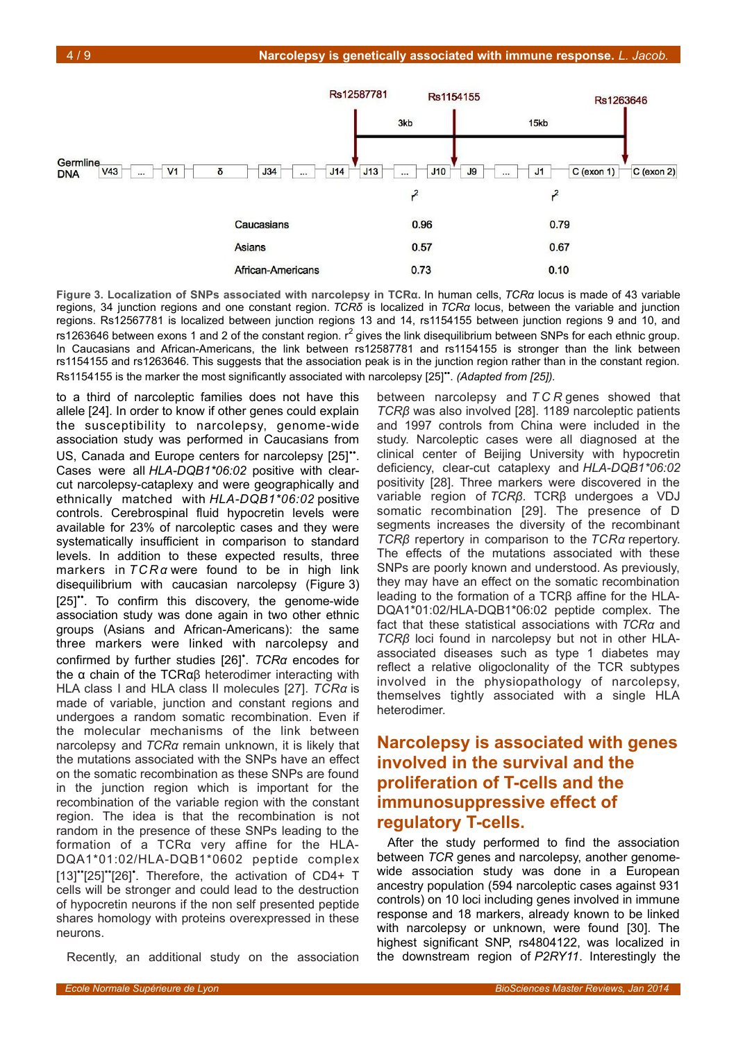| | $r^2$ (Rs12587781–Rs1154155, 3kb) | $r^2$ (Rs1154155–Rs1263646, 15kb) |
|---|---|---|
| Caucasians | 0.96 | 0.79 |
| Asians | 0.57 | 0.67 |
| African-Americans | 0.73 | 0.10 |

**Figure 3. Localization of SNPs associated with narcolepsy in TCRα.** In human cells, *TCRα* locus is made of 43 variable regions, 34 junction regions and one constant region. *TCRδ* is localized in *TCRα* locus, between the variable and junction regions. Rs12567781 is localized between junction regions 13 and 14, rs1154155 between junction regions 9 and 10, and rs1263646 between exons 1 and 2 of the constant region. $r^2$ gives the link disequilibrium between SNPs for each ethnic group. In Caucasians and African-Americans, the link between rs12587781 and rs1154155 is stronger than the link between rs1154155 and rs1263646. This suggests that the association peak is in the junction region rather than in the constant region. Rs1154155 is the marker the most significantly associated with narcolepsy [25]••. *(Adapted from [25]).*

to a third of narcoleptic families does not have this allele [24]. In order to know if other genes could explain the susceptibility to narcolepsy, genome-wide association study was performed in Caucasians from US, Canada and Europe centers for narcolepsy [25]••. Cases were all *HLA-DQB1*06:02* positive with clear-cut narcolepsy-cataplexy and were geographically and ethnically matched with *HLA-DQB1*06:02* positive controls. Cerebrospinal fluid hypocretin levels were available for 23% of narcoleptic cases and they were systematically insufficient in comparison to standard levels. In addition to these expected results, three markers in *TCRα* were found to be in high link disequilibrium with caucasian narcolepsy (Figure 3) [25]••. To confirm this discovery, the genome-wide association study was done again in two other ethnic groups (Asians and African-Americans): the same three markers were linked with narcolepsy and confirmed by further studies [26]•. *TCRα* encodes for the α chain of the TCRαβ heterodimer interacting with HLA class I and HLA class II molecules [27]. *TCRα* is made of variable, junction and constant regions and undergoes a random somatic recombination. Even if the molecular mechanisms of the link between narcolepsy and *TCRα* remain unknown, it is likely that the mutations associated with the SNPs have an effect on the somatic recombination as these SNPs are found in the junction region which is important for the recombination of the variable region with the constant region. The idea is that the recombination is not random in the presence of these SNPs leading to the formation of a TCRα very affine for the HLA-DQA1*01:02/HLA-DQB1*0602 peptide complex [13]••[25]••[26]•. Therefore, the activation of CD4+ T cells will be stronger and could lead to the destruction of hypocretin neurons if the non self presented peptide shares homology with proteins overexpressed in these neurons.

Recently, an additional study on the association between narcolepsy and *TCR* genes showed that *TCRβ* was also involved [28]. 1189 narcoleptic patients and 1997 controls from China were included in the study. Narcoleptic cases were all diagnosed at the clinical center of Beijing University with hypocretin deficiency, clear-cut cataplexy and *HLA-DQB1*06:02* positivity [28]. Three markers were discovered in the variable region of *TCRβ*. TCRβ undergoes a VDJ somatic recombination [29]. The presence of D segments increases the diversity of the recombinant *TCRβ* repertory in comparison to the *TCRα* repertory. The effects of the mutations associated with these SNPs are poorly known and understood. As previously, they may have an effect on the somatic recombination leading to the formation of a TCRβ affine for the HLA-DQA1*01:02/HLA-DQB1*06:02 peptide complex. The fact that these statistical associations with *TCRα* and *TCRβ* loci found in narcolepsy but not in other HLA-associated diseases such as type 1 diabetes may reflect a relative oligoclonality of the TCR subtypes involved in the physiopathology of narcolepsy, themselves tightly associated with a single HLA heterodimer.

## Narcolepsy is associated with genes involved in the survival and the proliferation of T-cells and the immunosuppressive effect of regulatory T-cells.

After the study performed to find the association between *TCR* genes and narcolepsy, another genome-wide association study was done in a European ancestry population (594 narcoleptic cases against 931 controls) on 10 loci including genes involved in immune response and 18 markers, already known to be linked with narcolepsy or unknown, were found [30]. The highest significant SNP, rs4804122, was localized in the downstream region of *P2RY11*. Interestingly the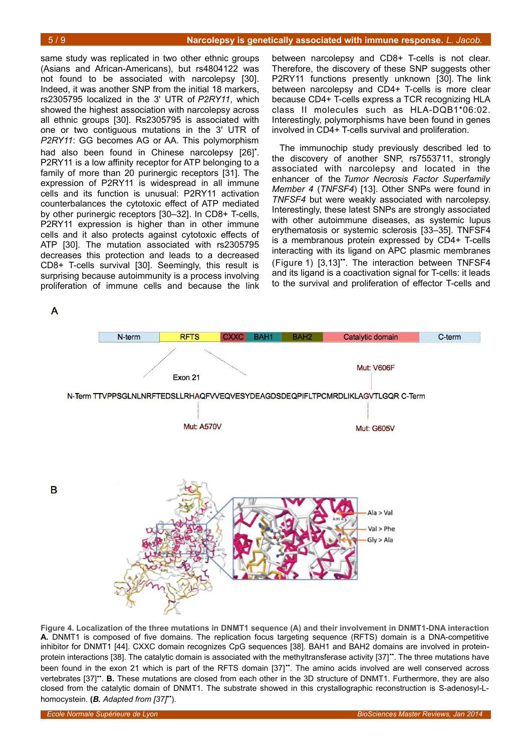same study was replicated in two other ethnic groups (Asians and African-Americans), but rs4804122 was not found to be associated with narcolepsy [30]. Indeed, it was another SNP from the initial 18 markers, rs2305795 localized in the 3' UTR of *P2RY11*, which showed the highest association with narcolepsy across all ethnic groups [30]. Rs2305795 is associated with one or two contiguous mutations in the 3' UTR of *P2RY11*: GG becomes AG or AA. This polymorphism had also been found in Chinese narcolepsy [26]•. P2RY11 is a low affinity receptor for ATP belonging to a family of more than 20 purinergic receptors [31]. The expression of P2RY11 is widespread in all immune cells and its function is unusual: P2RY11 activation counterbalances the cytotoxic effect of ATP mediated by other purinergic receptors [30–32]. In CD8+ T-cells, P2RY11 expression is higher than in other immune cells and it also protects against cytotoxic effects of ATP [30]. The mutation associated with rs2305795 decreases this protection and leads to a decreased CD8+ T-cells survival [30]. Seemingly, this result is surprising because autoimmunity is a process involving proliferation of immune cells and because the link between narcolepsy and CD8+ T-cells is not clear. Therefore, the discovery of these SNP suggests other P2RY11 functions presently unknown [30]. The link between narcolepsy and CD4+ T-cells is more clear because CD4+ T-cells express a TCR recognizing HLA class II molecules such as HLA-DQB1*06:02. Interestingly, polymorphisms have been found in genes involved in CD4+ T-cells survival and proliferation.

The immunochip study previously described led to the discovery of another SNP, rs7553711, strongly associated with narcolepsy and located in the enhancer of the *Tumor Necrosis Factor Superfamily Member 4* (*TNFSF4*) [13]. Other SNPs were found in *TNFSF4* but were weakly associated with narcolepsy. Interestingly, these latest SNPs are strongly associated with other autoimmune diseases, as systemic lupus erythematosis or systemic sclerosis [33–35]. TNFSF4 is a membranous protein expressed by CD4+ T-cells interacting with its ligand on APC plasmic membranes (Figure 1) [3,13]••. The interaction between TNFSF4 and its ligand is a coactivation signal for T-cells: it leads to the survival and proliferation of effector T-cells and

**Figure 4. Localization of the three mutations in DNMT1 sequence (A) and their involvement in DNMT1-DNA interaction**
**A.** DNMT1 is composed of five domains. The replication focus targeting sequence (RFTS) domain is a DNA-competitive inhibitor for DNMT1 [44]. CXXC domain recognizes CpG sequences [38]. BAH1 and BAH2 domains are involved in protein-protein interactions [38]. The catalytic domain is associated with the methyltransferase activity [37]••. The three mutations have been found in the exon 21 which is part of the RFTS domain [37]••. The amino acids involved are well conserved across vertebrates [37]••. **B.** These mutations are closed from each other in the 3D structure of DNMT1. Furthermore, they are also closed from the catalytic domain of DNMT1. The substrate showed in this crystallographic reconstruction is S-adenosyl-L-homocystein. (***B.*** *Adapted from [37]••*).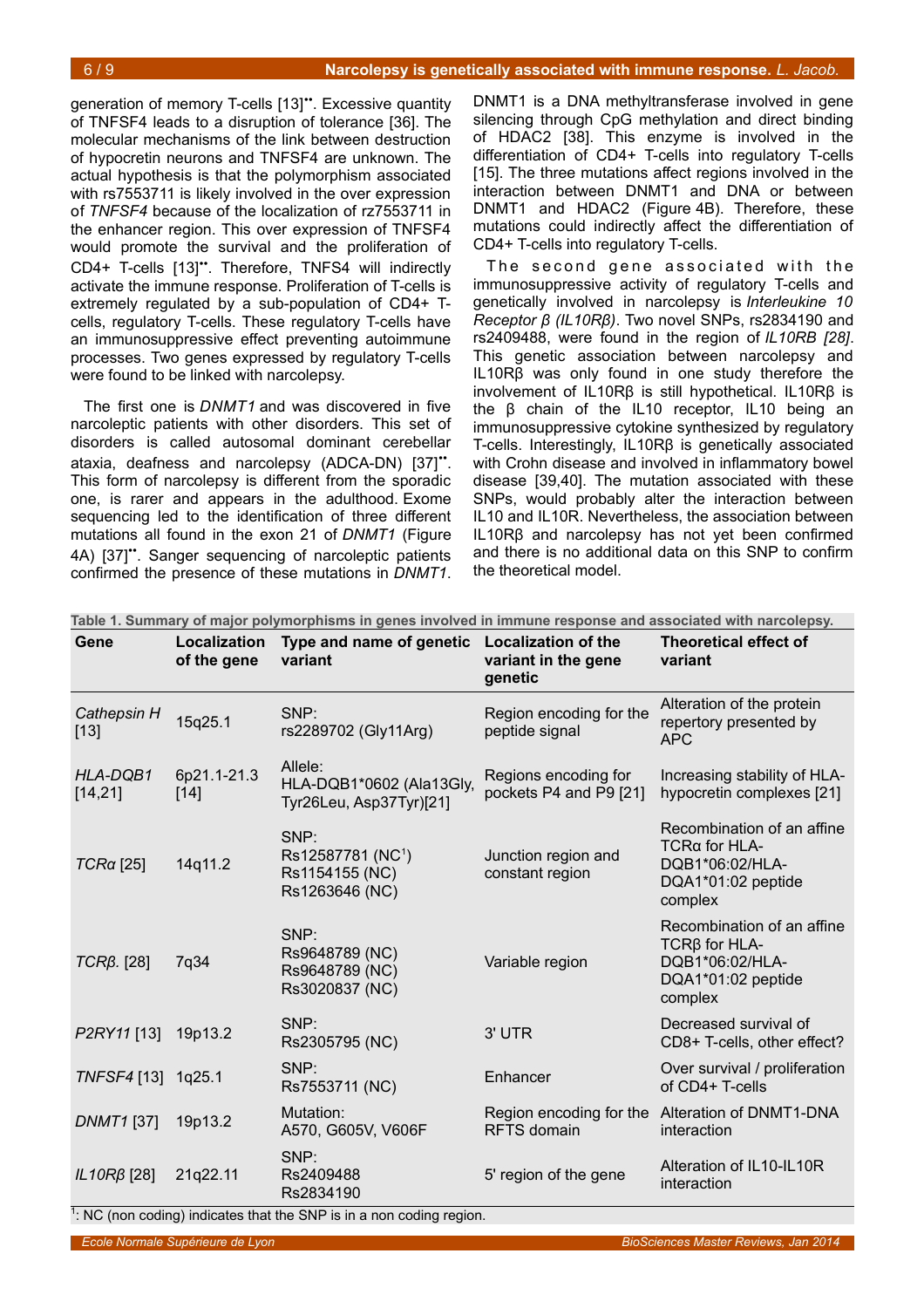generation of memory T-cells [13]••. Excessive quantity of TNFSF4 leads to a disruption of tolerance [36]. The molecular mechanisms of the link between destruction of hypocretin neurons and TNFSF4 are unknown. The actual hypothesis is that the polymorphism associated with rs7553711 is likely involved in the over expression of *TNFSF4* because of the localization of rz7553711 in the enhancer region. This over expression of TNFSF4 would promote the survival and the proliferation of CD4+ T-cells [13]••. Therefore, TNFS4 will indirectly activate the immune response. Proliferation of T-cells is extremely regulated by a sub-population of CD4+ T-cells, regulatory T-cells. These regulatory T-cells have an immunosuppressive effect preventing autoimmune processes. Two genes expressed by regulatory T-cells were found to be linked with narcolepsy.

The first one is *DNMT1* and was discovered in five narcoleptic patients with other disorders. This set of disorders is called autosomal dominant cerebellar ataxia, deafness and narcolepsy (ADCA-DN) [37]••. This form of narcolepsy is different from the sporadic one, is rarer and appears in the adulthood. Exome sequencing led to the identification of three different mutations all found in the exon 21 of *DNMT1* (Figure 4A) [37]••. Sanger sequencing of narcoleptic patients confirmed the presence of these mutations in *DNMT1*. DNMT1 is a DNA methyltransferase involved in gene silencing through CpG methylation and direct binding of HDAC2 [38]. This enzyme is involved in the differentiation of CD4+ T-cells into regulatory T-cells [15]. The three mutations affect regions involved in the interaction between DNMT1 and DNA or between DNMT1 and HDAC2 (Figure 4B). Therefore, these mutations could indirectly affect the differentiation of CD4+ T-cells into regulatory T-cells.

The second gene associated with the immunosuppressive activity of regulatory T-cells and genetically involved in narcolepsy is *Interleukine 10 Receptor β (IL10Rβ)*. Two novel SNPs, rs2834190 and rs2409488, were found in the region of *IL10RB [28]*. This genetic association between narcolepsy and IL10Rβ was only found in one study therefore the involvement of IL10Rβ is still hypothetical. IL10Rβ is the β chain of the IL10 receptor, IL10 being an immunosuppressive cytokine synthesized by regulatory T-cells. Interestingly, IL10Rβ is genetically associated with Crohn disease and involved in inflammatory bowel disease [39,40]. The mutation associated with these SNPs, would probably alter the interaction between IL10 and IL10R. Nevertheless, the association between IL10Rβ and narcolepsy has not yet been confirmed and there is no additional data on this SNP to confirm the theoretical model.

**Table 1. Summary of major polymorphisms in genes involved in immune response and associated with narcolepsy.**

| Gene | Localization of the gene | Type and name of genetic variant | Localization of the variant in the gene genetic | Theoretical effect of variant |
|---|---|---|---|---|
| *Cathepsin H* [13] | 15q25.1 | SNP: rs2289702 (Gly11Arg) | Region encoding for the peptide signal | Alteration of the protein repertory presented by APC |
| *HLA-DQB1* [14,21] | 6p21.1-21.3 [14] | Allele: HLA-DQB1*0602 (Ala13Gly, Tyr26Leu, Asp37Tyr)[21] | Regions encoding for pockets P4 and P9 [21] | Increasing stability of HLA-hypocretin complexes [21] |
| *TCRα* [25] | 14q11.2 | SNP: Rs12587781 (NC[1]) Rs1154155 (NC) Rs1263646 (NC) | Junction region and constant region | Recombination of an affine TCRα for HLA-DQB1*06:02/HLA-DQA1*01:02 peptide complex |
| *TCRβ.* [28] | 7q34 | SNP: Rs9648789 (NC) Rs9648789 (NC) Rs3020837 (NC) | Variable region | Recombination of an affine TCRβ for HLA-DQB1*06:02/HLA-DQA1*01:02 peptide complex |
| *P2RY11* [13] | 19p13.2 | SNP: Rs2305795 (NC) | 3' UTR | Decreased survival of CD8+ T-cells, other effect? |
| *TNFSF4* [13] | 1q25.1 | SNP: Rs7553711 (NC) | Enhancer | Over survival / proliferation of CD4+ T-cells |
| *DNMT1* [37] | 19p13.2 | Mutation: A570, G605V, V606F | Region encoding for the RFTS domain | Alteration of DNMT1-DNA interaction |
| *IL10Rβ* [28] | 21q22.11 | SNP: Rs2409488 Rs2834190 | 5' region of the gene | Alteration of IL10-IL10R interaction |

[1]: NC (non coding) indicates that the SNP is in a non coding region.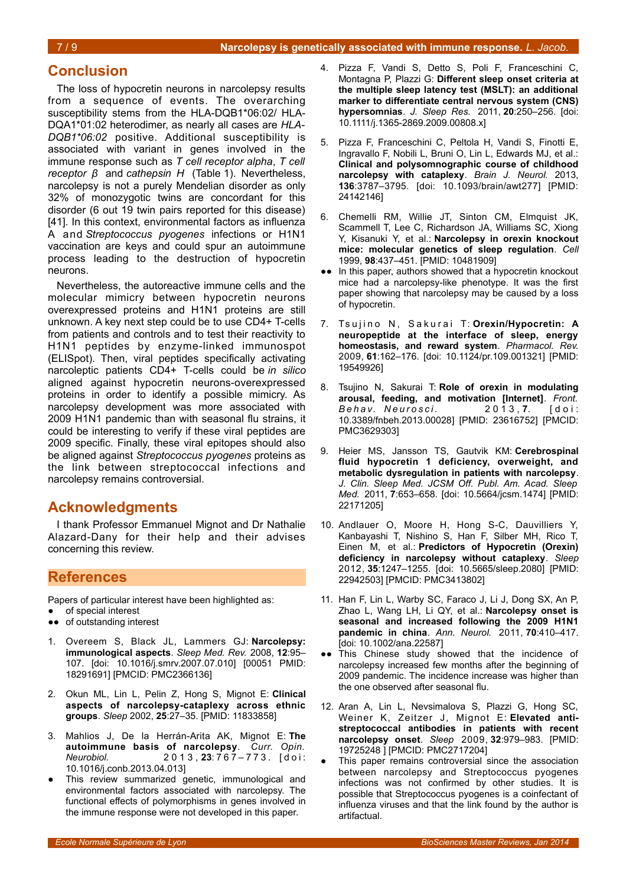## Conclusion

The loss of hypocretin neurons in narcolepsy results from a sequence of events. The overarching susceptibility stems from the HLA-DQB1*06:02/ HLA-DQA1*01:02 heterodimer, as nearly all cases are *HLA-DQB1*06:02* positive. Additional susceptibility is associated with variant in genes involved in the immune response such as *T cell receptor alpha*, *T cell receptor β* and *cathepsin H* (Table 1). Nevertheless, narcolepsy is not a purely Mendelian disorder as only 32% of monozygotic twins are concordant for this disorder (6 out 19 twin pairs reported for this disease) [41]. In this context, environmental factors as influenza A and *Streptococcus pyogenes* infections or H1N1 vaccination are keys and could spur an autoimmune process leading to the destruction of hypocretin neurons.

Nevertheless, the autoreactive immune cells and the molecular mimicry between hypocretin neurons overexpressed proteins and H1N1 proteins are still unknown. A key next step could be to use CD4+ T-cells from patients and controls and to test their reactivity to H1N1 peptides by enzyme-linked immunospot (ELISpot). Then, viral peptides specifically activating narcoleptic patients CD4+ T-cells could be *in silico* aligned against hypocretin neurons-overexpressed proteins in order to identify a possible mimicry. As narcolepsy development was more associated with 2009 H1N1 pandemic than with seasonal flu strains, it could be interesting to verify if these viral peptides are 2009 specific. Finally, these viral epitopes should also be aligned against *Streptococcus pyogenes* proteins as the link between streptococcal infections and narcolepsy remains controversial.

## Acknowledgments

I thank Professor Emmanuel Mignot and Dr Nathalie Alazard-Dany for their help and their advises concerning this review.

## References

Papers of particular interest have been highlighted as:
- ● of special interest
- ●● of outstanding interest

1. Overeem S, Black JL, Lammers GJ: **Narcolepsy: immunological aspects**. *Sleep Med. Rev.* 2008, **12**:95–107. [doi: 10.1016/j.smrv.2007.07.010] [00051 PMID: 18291691] [PMCID: PMC2366136]

2. Okun ML, Lin L, Pelin Z, Hong S, Mignot E: **Clinical aspects of narcolepsy-cataplexy across ethnic groups**. *Sleep* 2002, **25**:27–35. [PMID: 11833858]

3. Mahlios J, De la Herrán-Arita AK, Mignot E: **The autoimmune basis of narcolepsy**. *Curr. Opin. Neurobiol.* 2013, **23**:767–773. [doi: 10.1016/j.conb.2013.04.013]
   - ● This review summarized genetic, immunological and environmental factors associated with narcolepsy. The functional effects of polymorphisms in genes involved in the immune response were not developed in this paper.

4. Pizza F, Vandi S, Detto S, Poli F, Franceschini C, Montagna P, Plazzi G: **Different sleep onset criteria at the multiple sleep latency test (MSLT): an additional marker to differentiate central nervous system (CNS) hypersomnias**. *J. Sleep Res.* 2011, **20**:250–256. [doi: 10.1111/j.1365-2869.2009.00808.x]

5. Pizza F, Franceschini C, Peltola H, Vandi S, Finotti E, Ingravallo F, Nobili L, Bruni O, Lin L, Edwards MJ, et al.: **Clinical and polysomnographic course of childhood narcolepsy with cataplexy**. *Brain J. Neurol.* 2013, **136**:3787–3795. [doi: 10.1093/brain/awt277] [PMID: 24142146]

6. Chemelli RM, Willie JT, Sinton CM, Elmquist JK, Scammell T, Lee C, Richardson JA, Williams SC, Xiong Y, Kisanuki Y, et al.: **Narcolepsy in orexin knockout mice: molecular genetics of sleep regulation**. *Cell* 1999, **98**:437–451. [PMID: 10481909]
   - ●● In this paper, authors showed that a hypocretin knockout mice had a narcolepsy-like phenotype. It was the first paper showing that narcolepsy may be caused by a loss of hypocretin.

7. Tsujino N, Sakurai T: **Orexin/Hypocretin: A neuropeptide at the interface of sleep, energy homeostasis, and reward system**. *Pharmacol. Rev.* 2009, **61**:162–176. [doi: 10.1124/pr.109.001321] [PMID: 19549926]

8. Tsujino N, Sakurai T: **Role of orexin in modulating arousal, feeding, and motivation [Internet]**. *Front. Behav. Neurosci.* 2013, **7**. [doi: 10.3389/fnbeh.2013.00028] [PMID: 23616752] [PMCID: PMC3629303]

9. Heier MS, Jansson TS, Gautvik KM: **Cerebrospinal fluid hypocretin 1 deficiency, overweight, and metabolic dysregulation in patients with narcolepsy**. *J. Clin. Sleep Med. JCSM Off. Publ. Am. Acad. Sleep Med.* 2011, **7**:653–658. [doi: 10.5664/jcsm.1474] [PMID: 22171205]

10. Andlauer O, Moore H, Hong S-C, Dauvilliers Y, Kanbayashi T, Nishino S, Han F, Silber MH, Rico T, Einen M, et al.: **Predictors of Hypocretin (Orexin) deficiency in narcolepsy without cataplexy**. *Sleep* 2012, **35**:1247–1255. [doi: 10.5665/sleep.2080] [PMID: 22942503] [PMCID: PMC3413802]

11. Han F, Lin L, Warby SC, Faraco J, Li J, Dong SX, An P, Zhao L, Wang LH, Li QY, et al.: **Narcolepsy onset is seasonal and increased following the 2009 H1N1 pandemic in china**. *Ann. Neurol.* 2011, **70**:410–417. [doi: 10.1002/ana.22587]
    - ●● This Chinese study showed that the incidence of narcolepsy increased few months after the beginning of 2009 pandemic. The incidence increase was higher than the one observed after seasonal flu.

12. Aran A, Lin L, Nevsimalova S, Plazzi G, Hong SC, Weiner K, Zeitzer J, Mignot E: **Elevated anti-streptococcal antibodies in patients with recent narcolepsy onset**. *Sleep* 2009, **32**:979–983. [PMID: 19725248 ] [PMCID: PMC2717204]
    - ● This paper remains controversial since the association between narcolepsy and Streptococcus pyogenes infections was not confirmed by other studies. It is possible that Streptococcus pyogenes is a coinfectant of influenza viruses and that the link found by the author is artifactual.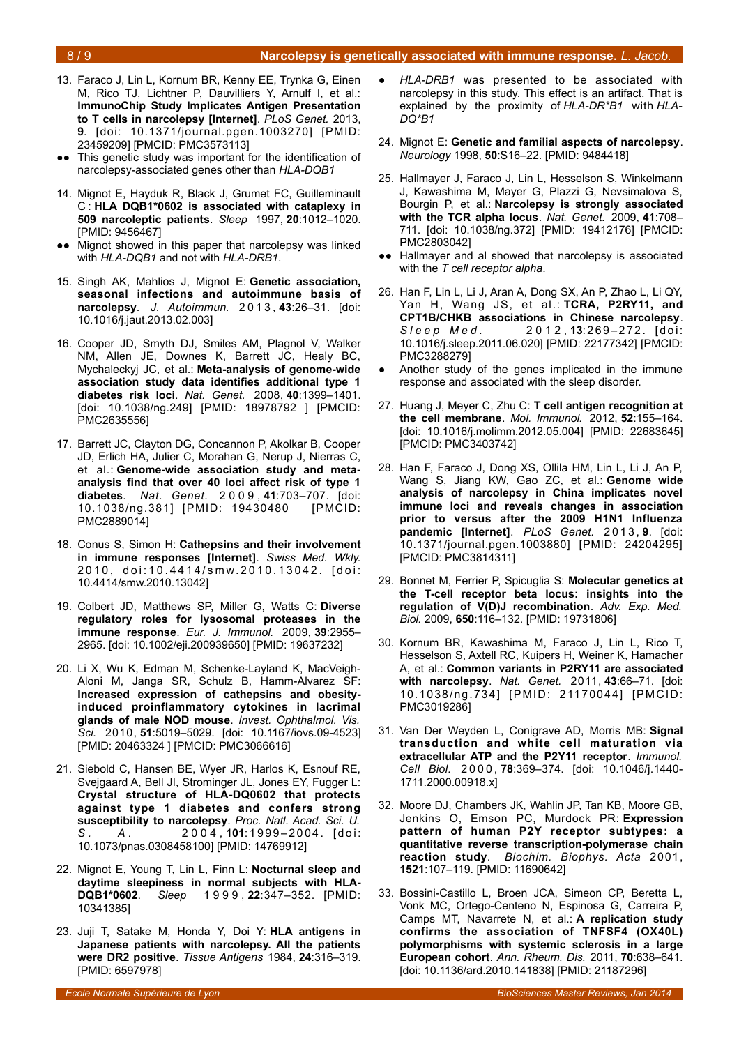13. Faraco J, Lin L, Kornum BR, Kenny EE, Trynka G, Einen M, Rico TJ, Lichtner P, Dauvilliers Y, Arnulf I, et al.: **ImmunoChip Study Implicates Antigen Presentation to T cells in narcolepsy [Internet]**. *PLoS Genet.* 2013, **9**. [doi: 10.1371/journal.pgen.1003270] [PMID: 23459209] [PMCID: PMC3573113]
- ●● This genetic study was important for the identification of narcolepsy-associated genes other than *HLA-DQB1*

14. Mignot E, Hayduk R, Black J, Grumet FC, Guilleminault C : **HLA DQB1*0602 is associated with cataplexy in 509 narcoleptic patients**. *Sleep* 1997, **20**:1012–1020. [PMID: 9456467]
- ●● Mignot showed in this paper that narcolepsy was linked with *HLA-DQB1* and not with *HLA-DRB1*.

15. Singh AK, Mahlios J, Mignot E: **Genetic association, seasonal infections and autoimmune basis of narcolepsy**. *J. Autoimmun.* 2013, **43**:26–31. [doi: 10.1016/j.jaut.2013.02.003]

16. Cooper JD, Smyth DJ, Smiles AM, Plagnol V, Walker NM, Allen JE, Downes K, Barrett JC, Healy BC, Mychaleckyj JC, et al.: **Meta-analysis of genome-wide association study data identifies additional type 1 diabetes risk loci**. *Nat. Genet.* 2008, **40**:1399–1401. [doi: 10.1038/ng.249] [PMID: 18978792 ] [PMCID: PMC2635556]

17. Barrett JC, Clayton DG, Concannon P, Akolkar B, Cooper JD, Erlich HA, Julier C, Morahan G, Nerup J, Nierras C, et al.: **Genome-wide association study and meta-analysis find that over 40 loci affect risk of type 1 diabetes**. *Nat. Genet.* 2009, **41**:703–707. [doi: 10.1038/ng.381] [PMID: 19430480 [PMCID: PMC2889014]

18. Conus S, Simon H: **Cathepsins and their involvement in immune responses [Internet]**. *Swiss Med. Wkly.* 2010, doi:10.4414/smw.2010.13042. [doi: 10.4414/smw.2010.13042]

19. Colbert JD, Matthews SP, Miller G, Watts C: **Diverse regulatory roles for lysosomal proteases in the immune response**. *Eur. J. Immunol.* 2009, **39**:2955–2965. [doi: 10.1002/eji.200939650] [PMID: 19637232]

20. Li X, Wu K, Edman M, Schenke-Layland K, MacVeigh-Aloni M, Janga SR, Schulz B, Hamm-Alvarez SF: **Increased expression of cathepsins and obesity-induced proinflammatory cytokines in lacrimal glands of male NOD mouse**. *Invest. Ophthalmol. Vis. Sci.* 2010, **51**:5019–5029. [doi: 10.1167/iovs.09-4523] [PMID: 20463324 ] [PMCID: PMC3066616]

21. Siebold C, Hansen BE, Wyer JR, Harlos K, Esnouf RE, Svejgaard A, Bell JI, Strominger JL, Jones EY, Fugger L: **Crystal structure of HLA-DQ0602 that protects against type 1 diabetes and confers strong susceptibility to narcolepsy**. *Proc. Natl. Acad. Sci. U. S. A.* 2004, **101**:1999–2004. [doi: 10.1073/pnas.0308458100] [PMID: 14769912]

22. Mignot E, Young T, Lin L, Finn L: **Nocturnal sleep and daytime sleepiness in normal subjects with HLA-DQB1*0602**. *Sleep* 1999, **22**:347–352. [PMID: 10341385]

23. Juji T, Satake M, Honda Y, Doi Y: **HLA antigens in Japanese patients with narcolepsy. All the patients were DR2 positive**. *Tissue Antigens* 1984, **24**:316–319. [PMID: 6597978]
- ● *HLA-DRB1* was presented to be associated with narcolepsy in this study. This effect is an artifact. That is explained by the proximity of *HLA-DR*B1* with *HLA-DQ*B1*

24. Mignot E: **Genetic and familial aspects of narcolepsy**. *Neurology* 1998, **50**:S16–22. [PMID: 9484418]

25. Hallmayer J, Faraco J, Lin L, Hesselson S, Winkelmann J, Kawashima M, Mayer G, Plazzi G, Nevsimalova S, Bourgin P, et al.: **Narcolepsy is strongly associated with the TCR alpha locus**. *Nat. Genet.* 2009, **41**:708–711. [doi: 10.1038/ng.372] [PMID: 19412176] [PMCID: PMC2803042]
- ●● Hallmayer and al showed that narcolepsy is associated with the *T cell receptor alpha*.

26. Han F, Lin L, Li J, Aran A, Dong SX, An P, Zhao L, Li QY, Yan H, Wang JS, et al.: **TCRA, P2RY11, and CPT1B/CHKB associations in Chinese narcolepsy**. *Sleep Med.* 2012, **13**:269–272. [doi: 10.1016/j.sleep.2011.06.020] [PMID: 22177342] [PMCID: PMC3288279]
- ● Another study of the genes implicated in the immune response and associated with the sleep disorder.

27. Huang J, Meyer C, Zhu C: **T cell antigen recognition at the cell membrane**. *Mol. Immunol.* 2012, **52**:155–164. [doi: 10.1016/j.molimm.2012.05.004] [PMID: 22683645] [PMCID: PMC3403742]

28. Han F, Faraco J, Dong XS, Ollila HM, Lin L, Li J, An P, Wang S, Jiang KW, Gao ZC, et al.: **Genome wide analysis of narcolepsy in China implicates novel immune loci and reveals changes in association prior to versus after the 2009 H1N1 Influenza pandemic [Internet]**. *PLoS Genet.* 2013, **9**. [doi: 10.1371/journal.pgen.1003880] [PMID: 24204295] [PMCID: PMC3814311]

29. Bonnet M, Ferrier P, Spicuglia S: **Molecular genetics at the T-cell receptor beta locus: insights into the regulation of V(D)J recombination**. *Adv. Exp. Med. Biol.* 2009, **650**:116–132. [PMID: 19731806]

30. Kornum BR, Kawashima M, Faraco J, Lin L, Rico T, Hesselson S, Axtell RC, Kuipers H, Weiner K, Hamacher A, et al.: **Common variants in P2RY11 are associated with narcolepsy**. *Nat. Genet.* 2011, **43**:66–71. [doi: 10.1038/ng.734] [PMID: 21170044] [PMCID: PMC3019286]

31. Van Der Weyden L, Conigrave AD, Morris MB: **Signal transduction and white cell maturation via extracellular ATP and the P2Y11 receptor**. *Immunol. Cell Biol.* 2000, **78**:369–374. [doi: 10.1046/j.1440-1711.2000.00918.x]

32. Moore DJ, Chambers JK, Wahlin JP, Tan KB, Moore GB, Jenkins O, Emson PC, Murdock PR: **Expression pattern of human P2Y receptor subtypes: a quantitative reverse transcription-polymerase chain reaction study**. *Biochim. Biophys. Acta* 2001, **1521**:107–119. [PMID: 11690642]

33. Bossini-Castillo L, Broen JCA, Simeon CP, Beretta L, Vonk MC, Ortego-Centeno N, Espinosa G, Carreira P, Camps MT, Navarrete N, et al.: **A replication study confirms the association of TNFSF4 (OX40L) polymorphisms with systemic sclerosis in a large European cohort**. *Ann. Rheum. Dis.* 2011, **70**:638–641. [doi: 10.1136/ard.2010.141838] [PMID: 21187296]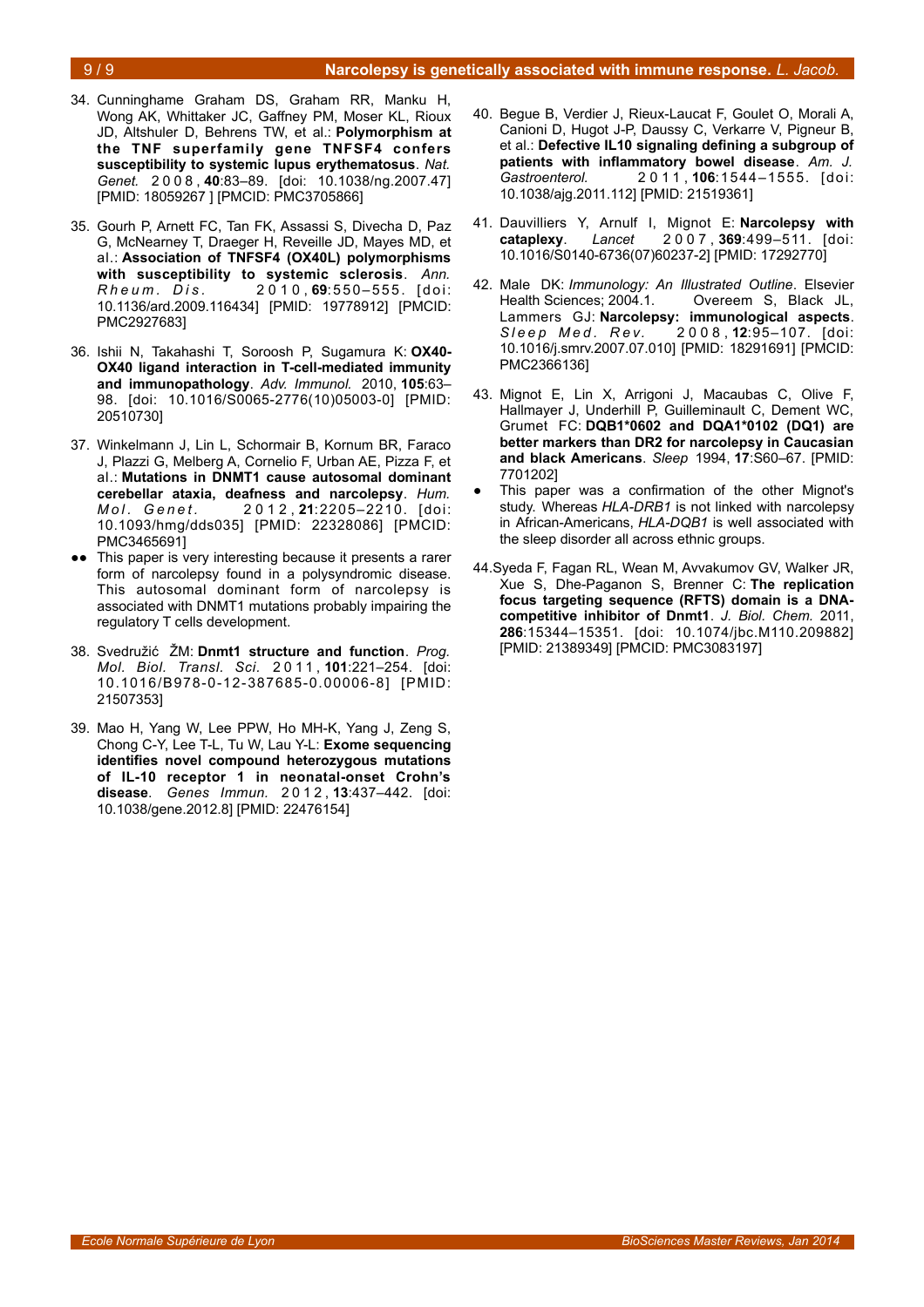34. Cunninghame Graham DS, Graham RR, Manku H, Wong AK, Whittaker JC, Gaffney PM, Moser KL, Rioux JD, Altshuler D, Behrens TW, et al.: **Polymorphism at the TNF superfamily gene TNFSF4 confers susceptibility to systemic lupus erythematosus**. *Nat. Genet.* 2008, **40**:83–89. [doi: 10.1038/ng.2007.47] [PMID: 18059267 ] [PMCID: PMC3705866]

35. Gourh P, Arnett FC, Tan FK, Assassi S, Divecha D, Paz G, McNearney T, Draeger H, Reveille JD, Mayes MD, et al.: **Association of TNFSF4 (OX40L) polymorphisms with susceptibility to systemic sclerosis**. *Ann. Rheum. Dis.* 2010, **69**:550–555. [doi: 10.1136/ard.2009.116434] [PMID: 19778912] [PMCID: PMC2927683]

36. Ishii N, Takahashi T, Soroosh P, Sugamura K: **OX40-OX40 ligand interaction in T-cell-mediated immunity and immunopathology**. *Adv. Immunol.* 2010, **105**:63–98. [doi: 10.1016/S0065-2776(10)05003-0] [PMID: 20510730]

37. Winkelmann J, Lin L, Schormair B, Kornum BR, Faraco J, Plazzi G, Melberg A, Cornelio F, Urban AE, Pizza F, et al.: **Mutations in DNMT1 cause autosomal dominant cerebellar ataxia, deafness and narcolepsy**. *Hum. Mol. Genet.* 2012, **21**:2205–2210. [doi: 10.1093/hmg/dds035] [PMID: 22328086] [PMCID: PMC3465691]

●● This paper is very interesting because it presents a rarer form of narcolepsy found in a polysyndromic disease. This autosomal dominant form of narcolepsy is associated with DNMT1 mutations probably impairing the regulatory T cells development.

38. Svedružić ŽM: **Dnmt1 structure and function**. *Prog. Mol. Biol. Transl. Sci.* 2011, **101**:221–254. [doi: 10.1016/B978-0-12-387685-0.00006-8] [PMID: 21507353]

39. Mao H, Yang W, Lee PPW, Ho MH-K, Yang J, Zeng S, Chong C-Y, Lee T-L, Tu W, Lau Y-L: **Exome sequencing identifies novel compound heterozygous mutations of IL-10 receptor 1 in neonatal-onset Crohn's disease**. *Genes Immun.* 2012, **13**:437–442. [doi: 10.1038/gene.2012.8] [PMID: 22476154]

40. Begue B, Verdier J, Rieux-Laucat F, Goulet O, Morali A, Canioni D, Hugot J-P, Daussy C, Verkarre V, Pigneur B, et al.: **Defective IL10 signaling defining a subgroup of patients with inflammatory bowel disease**. *Am. J. Gastroenterol.* 2011, **106**:1544–1555. [doi: 10.1038/ajg.2011.112] [PMID: 21519361]

41. Dauvilliers Y, Arnulf I, Mignot E: **Narcolepsy with cataplexy**. *Lancet* 2007, **369**:499–511. [doi: 10.1016/S0140-6736(07)60237-2] [PMID: 17292770]

42. Male DK: *Immunology: An Illustrated Outline*. Elsevier Health Sciences; 2004.1. Overeem S, Black JL, Lammers GJ: **Narcolepsy: immunological aspects**. *Sleep Med. Rev.* 2008, **12**:95–107. [doi: 10.1016/j.smrv.2007.07.010] [PMID: 18291691] [PMCID: PMC2366136]

43. Mignot E, Lin X, Arrigoni J, Macaubas C, Olive F, Hallmayer J, Underhill P, Guilleminault C, Dement WC, Grumet FC: **DQB1*0602 and DQA1*0102 (DQ1) are better markers than DR2 for narcolepsy in Caucasian and black Americans**. *Sleep* 1994, **17**:S60–67. [PMID: 7701202]

● This paper was a confirmation of the other Mignot's study. Whereas *HLA-DRB1* is not linked with narcolepsy in African-Americans, *HLA-DQB1* is well associated with the sleep disorder all across ethnic groups.

44. Syeda F, Fagan RL, Wean M, Avvakumov GV, Walker JR, Xue S, Dhe-Paganon S, Brenner C: **The replication focus targeting sequence (RFTS) domain is a DNA-competitive inhibitor of Dnmt1**. *J. Biol. Chem.* 2011, **286**:15344–15351. [doi: 10.1074/jbc.M110.209882] [PMID: 21389349] [PMCID: PMC3083197]